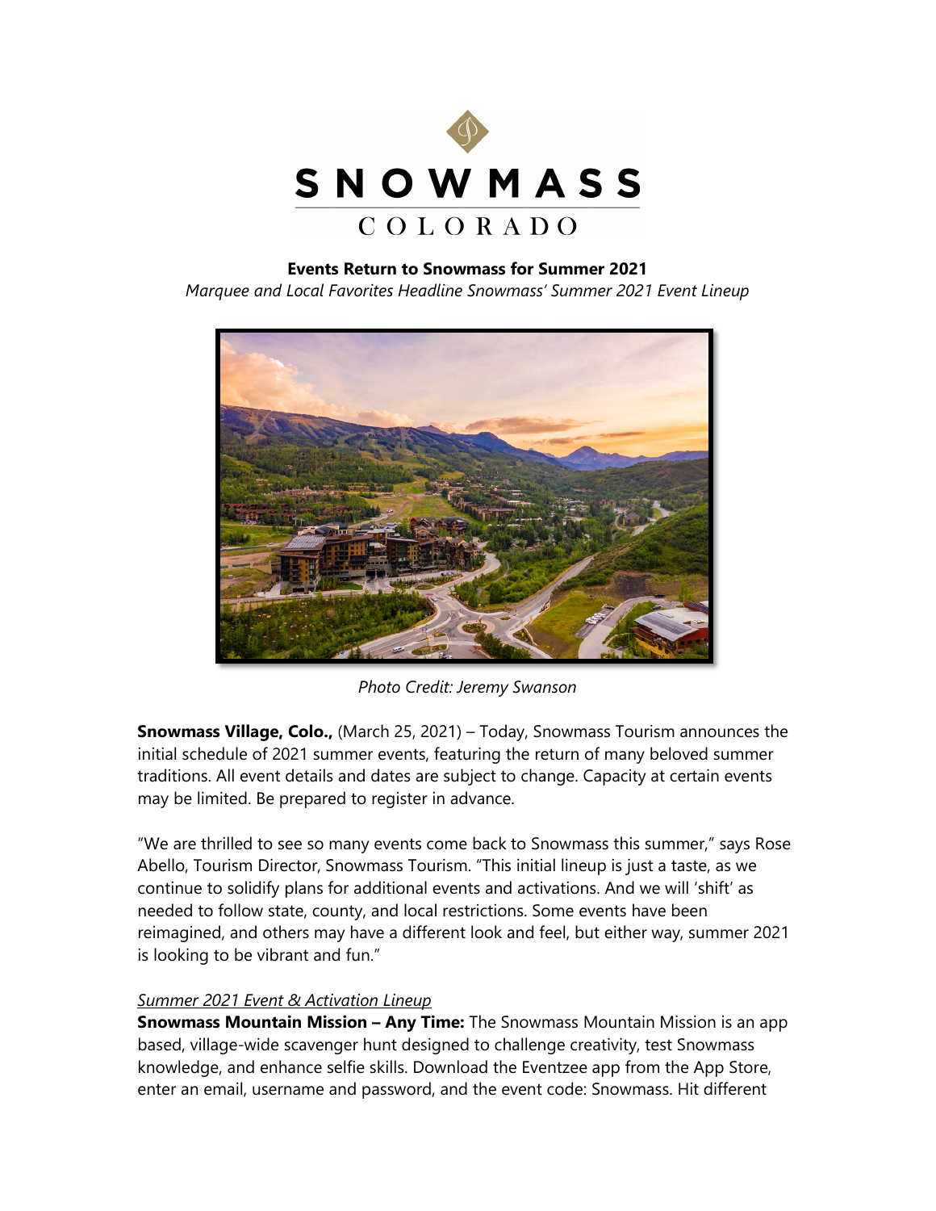**Events Return to Snowmass for Summer 2021**

*Marquee and Local Favorites Headline Snowmass' Summer 2021 Event Lineup*

*Photo Credit: Jeremy Swanson*

**Snowmass Village, Colo.,** (March 25, 2021) – Today, Snowmass Tourism announces the initial schedule of 2021 summer events, featuring the return of many beloved summer traditions. All event details and dates are subject to change. Capacity at certain events may be limited. Be prepared to register in advance.

"We are thrilled to see so many events come back to Snowmass this summer," says Rose Abello, Tourism Director, Snowmass Tourism. "This initial lineup is just a taste, as we continue to solidify plans for additional events and activations. And we will 'shift' as needed to follow state, county, and local restrictions. Some events have been reimagined, and others may have a different look and feel, but either way, summer 2021 is looking to be vibrant and fun."

*Summer 2021 Event & Activation Lineup*

**Snowmass Mountain Mission – Any Time:** The Snowmass Mountain Mission is an app based, village-wide scavenger hunt designed to challenge creativity, test Snowmass knowledge, and enhance selfie skills. Download the Eventzee app from the App Store, enter an email, username and password, and the event code: Snowmass. Hit different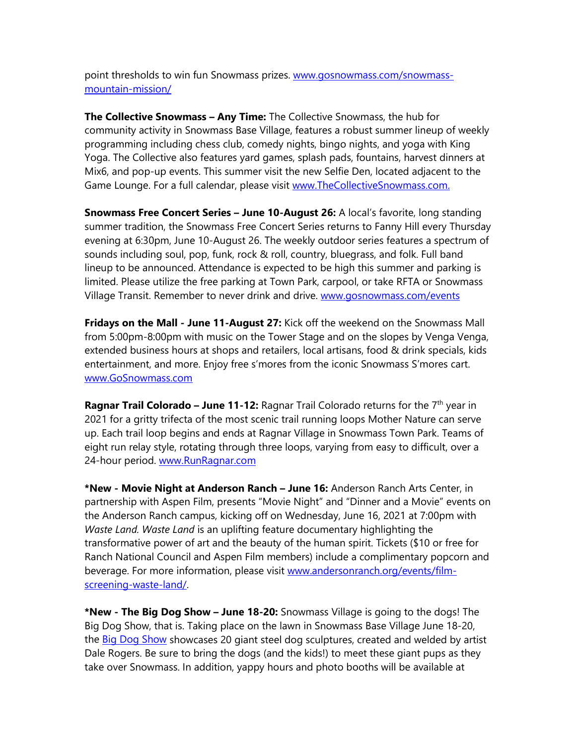point thresholds to win fun Snowmass prizes. [www.gosnowmass.com/snowmass-mountain-mission/](www.gosnowmass.com/snowmass-mountain-mission/)

**The Collective Snowmass – Any Time:** The Collective Snowmass, the hub for community activity in Snowmass Base Village, features a robust summer lineup of weekly programming including chess club, comedy nights, bingo nights, and yoga with King Yoga. The Collective also features yard games, splash pads, fountains, harvest dinners at Mix6, and pop-up events. This summer visit the new Selfie Den, located adjacent to the Game Lounge. For a full calendar, please visit [www.TheCollectiveSnowmass.com.](www.TheCollectiveSnowmass.com)

**Snowmass Free Concert Series – June 10-August 26:** A local's favorite, long standing summer tradition, the Snowmass Free Concert Series returns to Fanny Hill every Thursday evening at 6:30pm, June 10-August 26. The weekly outdoor series features a spectrum of sounds including soul, pop, funk, rock & roll, country, bluegrass, and folk. Full band lineup to be announced. Attendance is expected to be high this summer and parking is limited. Please utilize the free parking at Town Park, carpool, or take RFTA or Snowmass Village Transit. Remember to never drink and drive. [www.gosnowmass.com/events](www.gosnowmass.com/events)

**Fridays on the Mall - June 11-August 27:** Kick off the weekend on the Snowmass Mall from 5:00pm-8:00pm with music on the Tower Stage and on the slopes by Venga Venga, extended business hours at shops and retailers, local artisans, food & drink specials, kids entertainment, and more. Enjoy free s'mores from the iconic Snowmass S'mores cart. [www.GoSnowmass.com](www.GoSnowmass.com)

**Ragnar Trail Colorado – June 11-12:** Ragnar Trail Colorado returns for the 7th year in 2021 for a gritty trifecta of the most scenic trail running loops Mother Nature can serve up. Each trail loop begins and ends at Ragnar Village in Snowmass Town Park. Teams of eight run relay style, rotating through three loops, varying from easy to difficult, over a 24-hour period. [www.RunRagnar.com](www.RunRagnar.com)

**\*New - Movie Night at Anderson Ranch – June 16:** Anderson Ranch Arts Center, in partnership with Aspen Film, presents "Movie Night" and "Dinner and a Movie" events on the Anderson Ranch campus, kicking off on Wednesday, June 16, 2021 at 7:00pm with *Waste Land*. *Waste Land* is an uplifting feature documentary highlighting the transformative power of art and the beauty of the human spirit. Tickets ($10 or free for Ranch National Council and Aspen Film members) include a complimentary popcorn and beverage. For more information, please visit [www.andersonranch.org/events/film-screening-waste-land/](www.andersonranch.org/events/film-screening-waste-land/).

**\*New - The Big Dog Show – June 18-20:** Snowmass Village is going to the dogs! The Big Dog Show, that is. Taking place on the lawn in Snowmass Base Village June 18-20, the Big Dog Show showcases 20 giant steel dog sculptures, created and welded by artist Dale Rogers. Be sure to bring the dogs (and the kids!) to meet these giant pups as they take over Snowmass. In addition, yappy hours and photo booths will be available at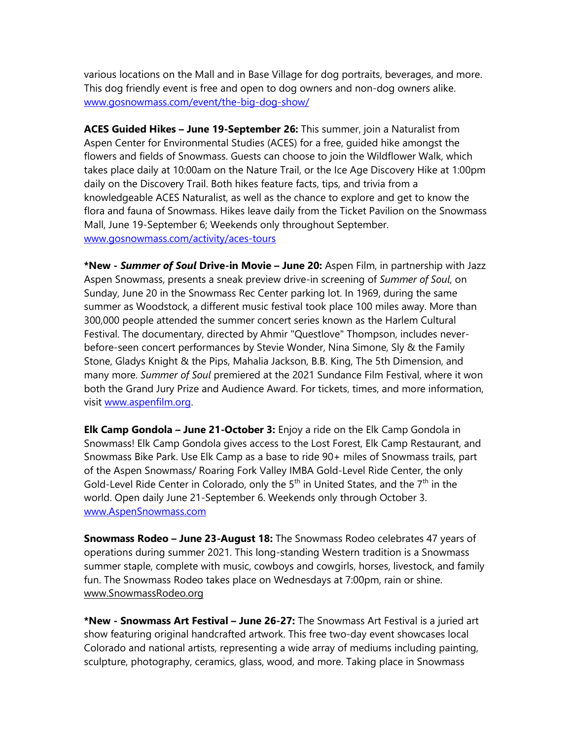various locations on the Mall and in Base Village for dog portraits, beverages, and more. This dog friendly event is free and open to dog owners and non-dog owners alike. www.gosnowmass.com/event/the-big-dog-show/

**ACES Guided Hikes – June 19-September 26:** This summer, join a Naturalist from Aspen Center for Environmental Studies (ACES) for a free, guided hike amongst the flowers and fields of Snowmass. Guests can choose to join the Wildflower Walk, which takes place daily at 10:00am on the Nature Trail, or the Ice Age Discovery Hike at 1:00pm daily on the Discovery Trail. Both hikes feature facts, tips, and trivia from a knowledgeable ACES Naturalist, as well as the chance to explore and get to know the flora and fauna of Snowmass. Hikes leave daily from the Ticket Pavilion on the Snowmass Mall, June 19-September 6; Weekends only throughout September. www.gosnowmass.com/activity/aces-tours

***New - *Summer of Soul* Drive-in Movie – June 20:** Aspen Film, in partnership with Jazz Aspen Snowmass, presents a sneak preview drive-in screening of *Summer of Soul*, on Sunday, June 20 in the Snowmass Rec Center parking lot. In 1969, during the same summer as Woodstock, a different music festival took place 100 miles away. More than 300,000 people attended the summer concert series known as the Harlem Cultural Festival. The documentary, directed by Ahmir "Questlove" Thompson, includes never-before-seen concert performances by Stevie Wonder, Nina Simone, Sly & the Family Stone, Gladys Knight & the Pips, Mahalia Jackson, B.B. King, The 5th Dimension, and many more. *Summer of Soul* premiered at the 2021 Sundance Film Festival, where it won both the Grand Jury Prize and Audience Award. For tickets, times, and more information, visit www.aspenfilm.org.

**Elk Camp Gondola – June 21-October 3:** Enjoy a ride on the Elk Camp Gondola in Snowmass! Elk Camp Gondola gives access to the Lost Forest, Elk Camp Restaurant, and Snowmass Bike Park. Use Elk Camp as a base to ride 90+ miles of Snowmass trails, part of the Aspen Snowmass/ Roaring Fork Valley IMBA Gold-Level Ride Center, the only Gold-Level Ride Center in Colorado, only the 5th in United States, and the 7th in the world. Open daily June 21-September 6. Weekends only through October 3. www.AspenSnowmass.com

**Snowmass Rodeo – June 23-August 18:** The Snowmass Rodeo celebrates 47 years of operations during summer 2021. This long-standing Western tradition is a Snowmass summer staple, complete with music, cowboys and cowgirls, horses, livestock, and family fun. The Snowmass Rodeo takes place on Wednesdays at 7:00pm, rain or shine. www.SnowmassRodeo.org

***New - Snowmass Art Festival – June 26-27:** The Snowmass Art Festival is a juried art show featuring original handcrafted artwork. This free two-day event showcases local Colorado and national artists, representing a wide array of mediums including painting, sculpture, photography, ceramics, glass, wood, and more. Taking place in Snowmass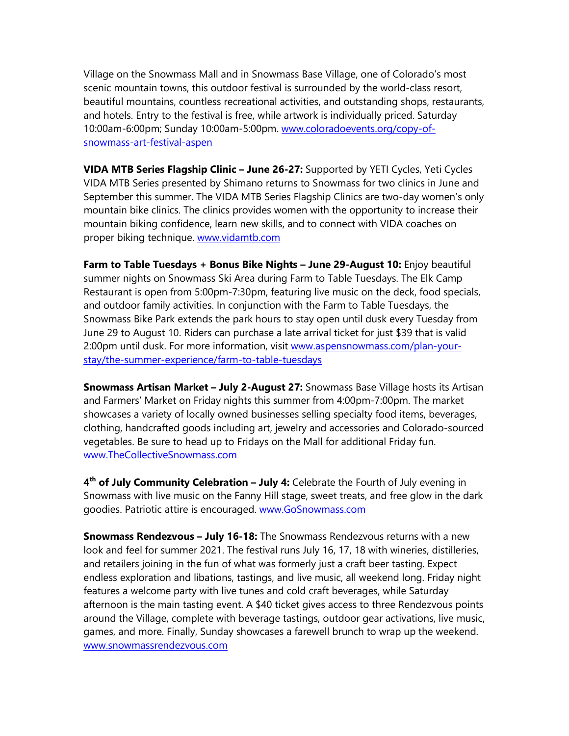Village on the Snowmass Mall and in Snowmass Base Village, one of Colorado's most scenic mountain towns, this outdoor festival is surrounded by the world-class resort, beautiful mountains, countless recreational activities, and outstanding shops, restaurants, and hotels. Entry to the festival is free, while artwork is individually priced. Saturday 10:00am-6:00pm; Sunday 10:00am-5:00pm. [www.coloradoevents.org/copy-of-snowmass-art-festival-aspen](www.coloradoevents.org/copy-of-snowmass-art-festival-aspen)

**VIDA MTB Series Flagship Clinic – June 26-27:** Supported by YETI Cycles, Yeti Cycles VIDA MTB Series presented by Shimano returns to Snowmass for two clinics in June and September this summer. The VIDA MTB Series Flagship Clinics are two-day women's only mountain bike clinics. The clinics provides women with the opportunity to increase their mountain biking confidence, learn new skills, and to connect with VIDA coaches on proper biking technique. [www.vidamtb.com](www.vidamtb.com)

**Farm to Table Tuesdays + Bonus Bike Nights – June 29-August 10:** Enjoy beautiful summer nights on Snowmass Ski Area during Farm to Table Tuesdays. The Elk Camp Restaurant is open from 5:00pm-7:30pm, featuring live music on the deck, food specials, and outdoor family activities. In conjunction with the Farm to Table Tuesdays, the Snowmass Bike Park extends the park hours to stay open until dusk every Tuesday from June 29 to August 10. Riders can purchase a late arrival ticket for just $39 that is valid 2:00pm until dusk. For more information, visit [www.aspensnowmass.com/plan-your-stay/the-summer-experience/farm-to-table-tuesdays](www.aspensnowmass.com/plan-your-stay/the-summer-experience/farm-to-table-tuesdays)

**Snowmass Artisan Market – July 2-August 27:** Snowmass Base Village hosts its Artisan and Farmers' Market on Friday nights this summer from 4:00pm-7:00pm. The market showcases a variety of locally owned businesses selling specialty food items, beverages, clothing, handcrafted goods including art, jewelry and accessories and Colorado-sourced vegetables. Be sure to head up to Fridays on the Mall for additional Friday fun. [www.TheCollectiveSnowmass.com](www.TheCollectiveSnowmass.com)

**4th of July Community Celebration – July 4:** Celebrate the Fourth of July evening in Snowmass with live music on the Fanny Hill stage, sweet treats, and free glow in the dark goodies. Patriotic attire is encouraged. [www.GoSnowmass.com](www.GoSnowmass.com)

**Snowmass Rendezvous – July 16-18:** The Snowmass Rendezvous returns with a new look and feel for summer 2021. The festival runs July 16, 17, 18 with wineries, distilleries, and retailers joining in the fun of what was formerly just a craft beer tasting. Expect endless exploration and libations, tastings, and live music, all weekend long. Friday night features a welcome party with live tunes and cold craft beverages, while Saturday afternoon is the main tasting event. A $40 ticket gives access to three Rendezvous points around the Village, complete with beverage tastings, outdoor gear activations, live music, games, and more. Finally, Sunday showcases a farewell brunch to wrap up the weekend. [www.snowmassrendezvous.com](www.snowmassrendezvous.com)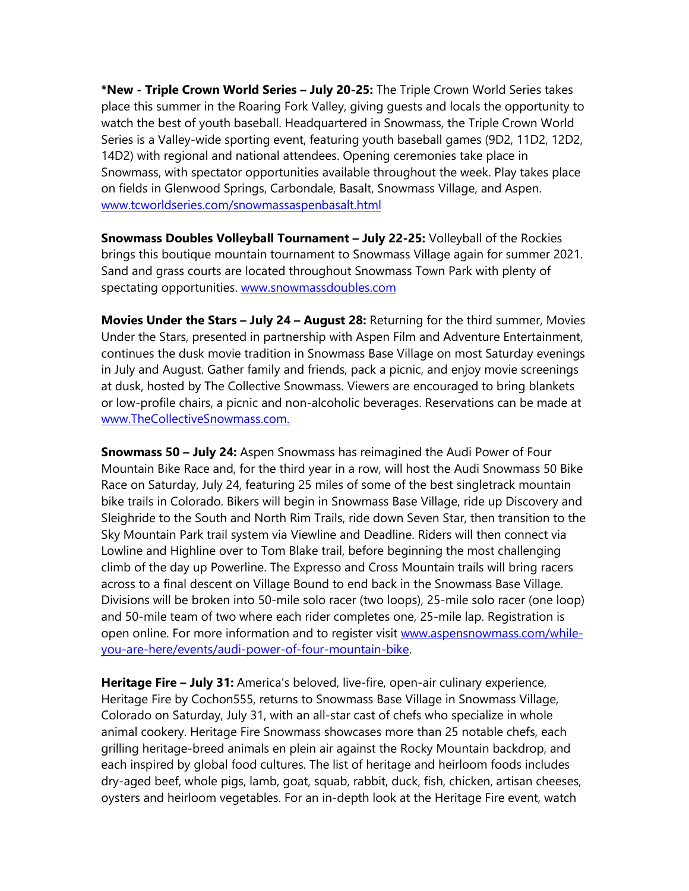**\*New - Triple Crown World Series – July 20-25:** The Triple Crown World Series takes place this summer in the Roaring Fork Valley, giving guests and locals the opportunity to watch the best of youth baseball. Headquartered in Snowmass, the Triple Crown World Series is a Valley-wide sporting event, featuring youth baseball games (9D2, 11D2, 12D2, 14D2) with regional and national attendees. Opening ceremonies take place in Snowmass, with spectator opportunities available throughout the week. Play takes place on fields in Glenwood Springs, Carbondale, Basalt, Snowmass Village, and Aspen. [www.tcworldseries.com/snowmassaspenbasalt.html](www.tcworldseries.com/snowmassaspenbasalt.html)

**Snowmass Doubles Volleyball Tournament – July 22-25:** Volleyball of the Rockies brings this boutique mountain tournament to Snowmass Village again for summer 2021. Sand and grass courts are located throughout Snowmass Town Park with plenty of spectating opportunities. [www.snowmassdoubles.com](www.snowmassdoubles.com)

**Movies Under the Stars – July 24 – August 28:** Returning for the third summer, Movies Under the Stars, presented in partnership with Aspen Film and Adventure Entertainment, continues the dusk movie tradition in Snowmass Base Village on most Saturday evenings in July and August. Gather family and friends, pack a picnic, and enjoy movie screenings at dusk, hosted by The Collective Snowmass. Viewers are encouraged to bring blankets or low-profile chairs, a picnic and non-alcoholic beverages. Reservations can be made at [www.TheCollectiveSnowmass.com.](www.TheCollectiveSnowmass.com)

**Snowmass 50 – July 24:** Aspen Snowmass has reimagined the Audi Power of Four Mountain Bike Race and, for the third year in a row, will host the Audi Snowmass 50 Bike Race on Saturday, July 24, featuring 25 miles of some of the best singletrack mountain bike trails in Colorado. Bikers will begin in Snowmass Base Village, ride up Discovery and Sleighride to the South and North Rim Trails, ride down Seven Star, then transition to the Sky Mountain Park trail system via Viewline and Deadline. Riders will then connect via Lowline and Highline over to Tom Blake trail, before beginning the most challenging climb of the day up Powerline. The Expresso and Cross Mountain trails will bring racers across to a final descent on Village Bound to end back in the Snowmass Base Village. Divisions will be broken into 50-mile solo racer (two loops), 25-mile solo racer (one loop) and 50-mile team of two where each rider completes one, 25-mile lap. Registration is open online. For more information and to register visit [www.aspensnowmass.com/while-you-are-here/events/audi-power-of-four-mountain-bike](www.aspensnowmass.com/while-you-are-here/events/audi-power-of-four-mountain-bike).

**Heritage Fire – July 31:** America's beloved, live-fire, open-air culinary experience, Heritage Fire by Cochon555, returns to Snowmass Base Village in Snowmass Village, Colorado on Saturday, July 31, with an all-star cast of chefs who specialize in whole animal cookery. Heritage Fire Snowmass showcases more than 25 notable chefs, each grilling heritage-breed animals en plein air against the Rocky Mountain backdrop, and each inspired by global food cultures. The list of heritage and heirloom foods includes dry-aged beef, whole pigs, lamb, goat, squab, rabbit, duck, fish, chicken, artisan cheeses, oysters and heirloom vegetables. For an in-depth look at the Heritage Fire event, watch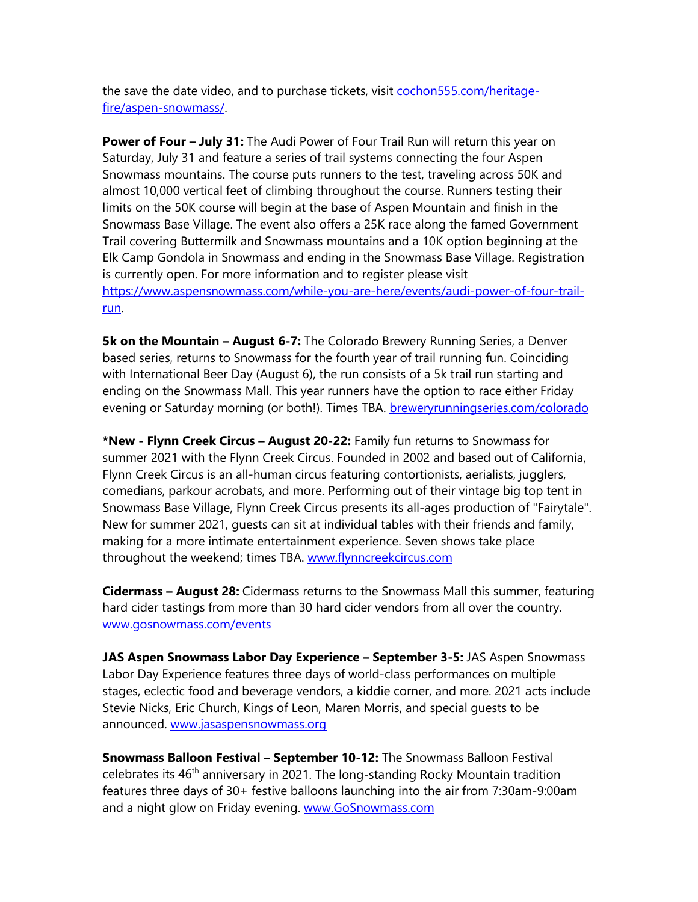the save the date video, and to purchase tickets, visit [cochon555.com/heritage-fire/aspen-snowmass/](cochon555.com/heritage-fire/aspen-snowmass/).

**Power of Four – July 31:** The Audi Power of Four Trail Run will return this year on Saturday, July 31 and feature a series of trail systems connecting the four Aspen Snowmass mountains. The course puts runners to the test, traveling across 50K and almost 10,000 vertical feet of climbing throughout the course. Runners testing their limits on the 50K course will begin at the base of Aspen Mountain and finish in the Snowmass Base Village. The event also offers a 25K race along the famed Government Trail covering Buttermilk and Snowmass mountains and a 10K option beginning at the Elk Camp Gondola in Snowmass and ending in the Snowmass Base Village. Registration is currently open. For more information and to register please visit [https://www.aspensnowmass.com/while-you-are-here/events/audi-power-of-four-trail-run](https://www.aspensnowmass.com/while-you-are-here/events/audi-power-of-four-trail-run).

**5k on the Mountain – August 6-7:** The Colorado Brewery Running Series, a Denver based series, returns to Snowmass for the fourth year of trail running fun. Coinciding with International Beer Day (August 6), the run consists of a 5k trail run starting and ending on the Snowmass Mall. This year runners have the option to race either Friday evening or Saturday morning (or both!). Times TBA. [breweryrunningseries.com/colorado](breweryrunningseries.com/colorado)

**\*New - Flynn Creek Circus – August 20-22:** Family fun returns to Snowmass for summer 2021 with the Flynn Creek Circus. Founded in 2002 and based out of California, Flynn Creek Circus is an all-human circus featuring contortionists, aerialists, jugglers, comedians, parkour acrobats, and more. Performing out of their vintage big top tent in Snowmass Base Village, Flynn Creek Circus presents its all-ages production of "Fairytale". New for summer 2021, guests can sit at individual tables with their friends and family, making for a more intimate entertainment experience. Seven shows take place throughout the weekend; times TBA. [www.flynncreekcircus.com](www.flynncreekcircus.com)

**Cidermass – August 28:** Cidermass returns to the Snowmass Mall this summer, featuring hard cider tastings from more than 30 hard cider vendors from all over the country. [www.gosnowmass.com/events](www.gosnowmass.com/events)

**JAS Aspen Snowmass Labor Day Experience – September 3-5:** JAS Aspen Snowmass Labor Day Experience features three days of world-class performances on multiple stages, eclectic food and beverage vendors, a kiddie corner, and more. 2021 acts include Stevie Nicks, Eric Church, Kings of Leon, Maren Morris, and special guests to be announced. [www.jasaspensnowmass.org](www.jasaspensnowmass.org)

**Snowmass Balloon Festival – September 10-12:** The Snowmass Balloon Festival celebrates its 46th anniversary in 2021. The long-standing Rocky Mountain tradition features three days of 30+ festive balloons launching into the air from 7:30am-9:00am and a night glow on Friday evening. [www.GoSnowmass.com](www.GoSnowmass.com)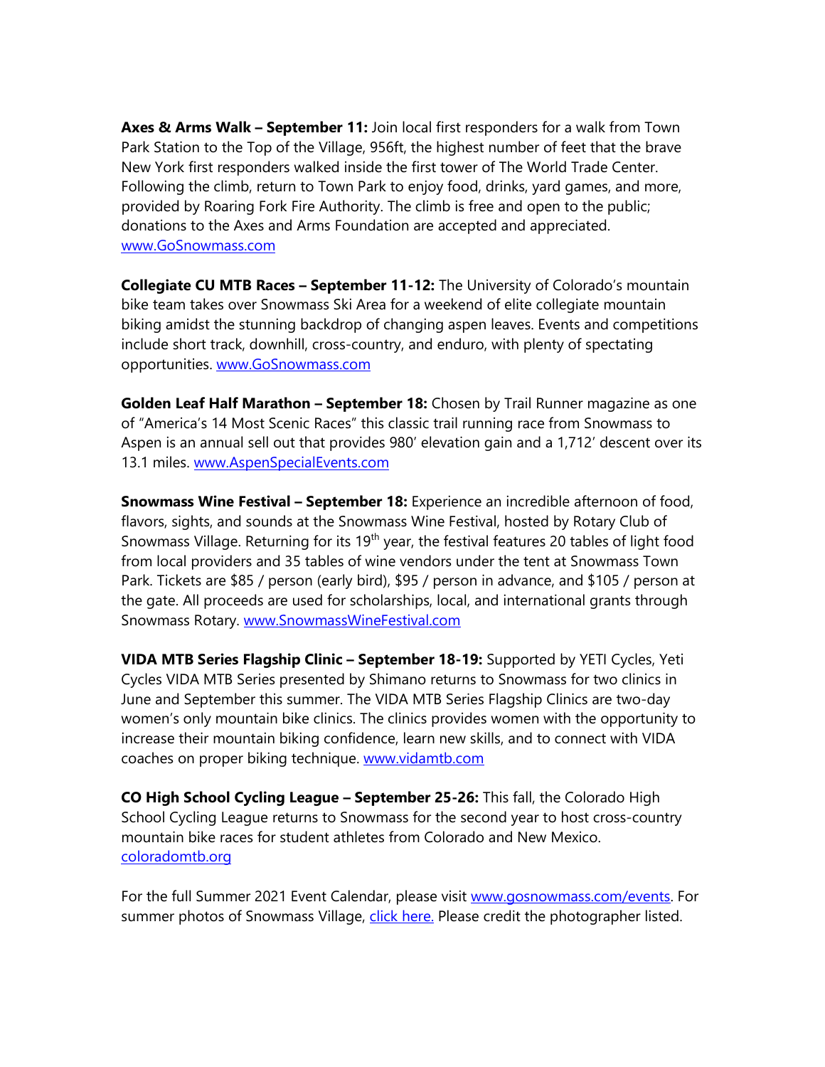**Axes & Arms Walk – September 11:** Join local first responders for a walk from Town Park Station to the Top of the Village, 956ft, the highest number of feet that the brave New York first responders walked inside the first tower of The World Trade Center. Following the climb, return to Town Park to enjoy food, drinks, yard games, and more, provided by Roaring Fork Fire Authority. The climb is free and open to the public; donations to the Axes and Arms Foundation are accepted and appreciated. [www.GoSnowmass.com](www.GoSnowmass.com)

**Collegiate CU MTB Races – September 11-12:** The University of Colorado's mountain bike team takes over Snowmass Ski Area for a weekend of elite collegiate mountain biking amidst the stunning backdrop of changing aspen leaves. Events and competitions include short track, downhill, cross-country, and enduro, with plenty of spectating opportunities. [www.GoSnowmass.com](www.GoSnowmass.com)

**Golden Leaf Half Marathon – September 18:** Chosen by Trail Runner magazine as one of "America's 14 Most Scenic Races" this classic trail running race from Snowmass to Aspen is an annual sell out that provides 980' elevation gain and a 1,712' descent over its 13.1 miles. [www.AspenSpecialEvents.com](www.AspenSpecialEvents.com)

**Snowmass Wine Festival – September 18:** Experience an incredible afternoon of food, flavors, sights, and sounds at the Snowmass Wine Festival, hosted by Rotary Club of Snowmass Village. Returning for its 19th year, the festival features 20 tables of light food from local providers and 35 tables of wine vendors under the tent at Snowmass Town Park. Tickets are $85 / person (early bird), $95 / person in advance, and $105 / person at the gate. All proceeds are used for scholarships, local, and international grants through Snowmass Rotary. [www.SnowmassWineFestival.com](www.SnowmassWineFestival.com)

**VIDA MTB Series Flagship Clinic – September 18-19:** Supported by YETI Cycles, Yeti Cycles VIDA MTB Series presented by Shimano returns to Snowmass for two clinics in June and September this summer. The VIDA MTB Series Flagship Clinics are two-day women's only mountain bike clinics. The clinics provides women with the opportunity to increase their mountain biking confidence, learn new skills, and to connect with VIDA coaches on proper biking technique. [www.vidamtb.com](www.vidamtb.com)

**CO High School Cycling League – September 25-26:** This fall, the Colorado High School Cycling League returns to Snowmass for the second year to host cross-country mountain bike races for student athletes from Colorado and New Mexico. [coloradomtb.org](coloradomtb.org)

For the full Summer 2021 Event Calendar, please visit [www.gosnowmass.com/events](www.gosnowmass.com/events). For summer photos of Snowmass Village, click here. Please credit the photographer listed.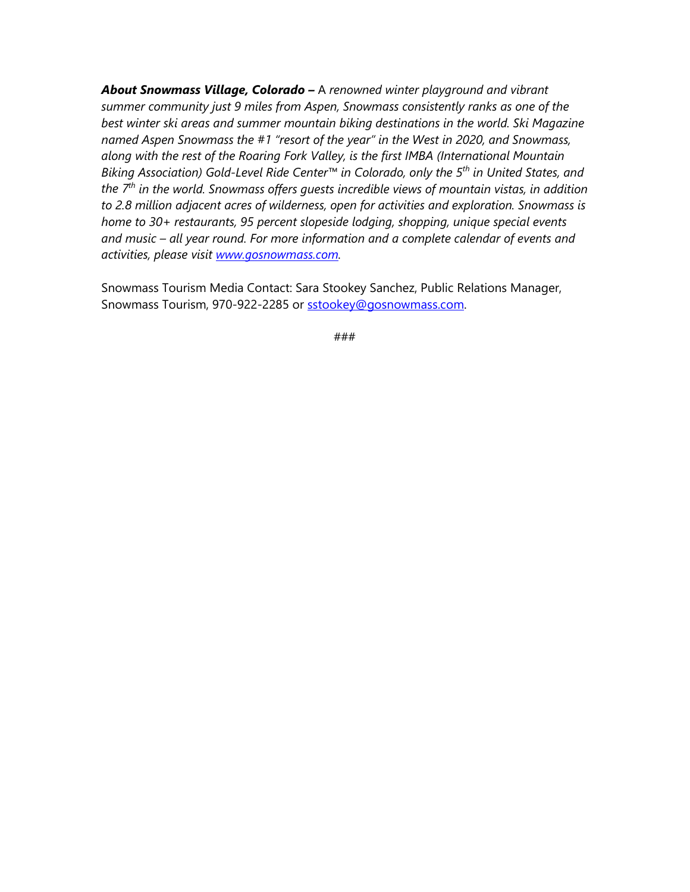***About Snowmass Village, Colorado –*** A *renowned winter playground and vibrant summer community just 9 miles from Aspen, Snowmass consistently ranks as one of the best winter ski areas and summer mountain biking destinations in the world. Ski Magazine named Aspen Snowmass the #1 "resort of the year" in the West in 2020, and Snowmass, along with the rest of the Roaring Fork Valley, is the first IMBA (International Mountain Biking Association) Gold-Level Ride Center™ in Colorado, only the 5th in United States, and the 7th in the world. Snowmass offers guests incredible views of mountain vistas, in addition to 2.8 million adjacent acres of wilderness, open for activities and exploration. Snowmass is home to 30+ restaurants, 95 percent slopeside lodging, shopping, unique special events and music – all year round. For more information and a complete calendar of events and activities, please visit [www.gosnowmass.com](http://www.gosnowmass.com).*

Snowmass Tourism Media Contact: Sara Stookey Sanchez, Public Relations Manager, Snowmass Tourism, 970-922-2285 or [sstookey@gosnowmass.com](mailto:sstookey@gosnowmass.com).

###